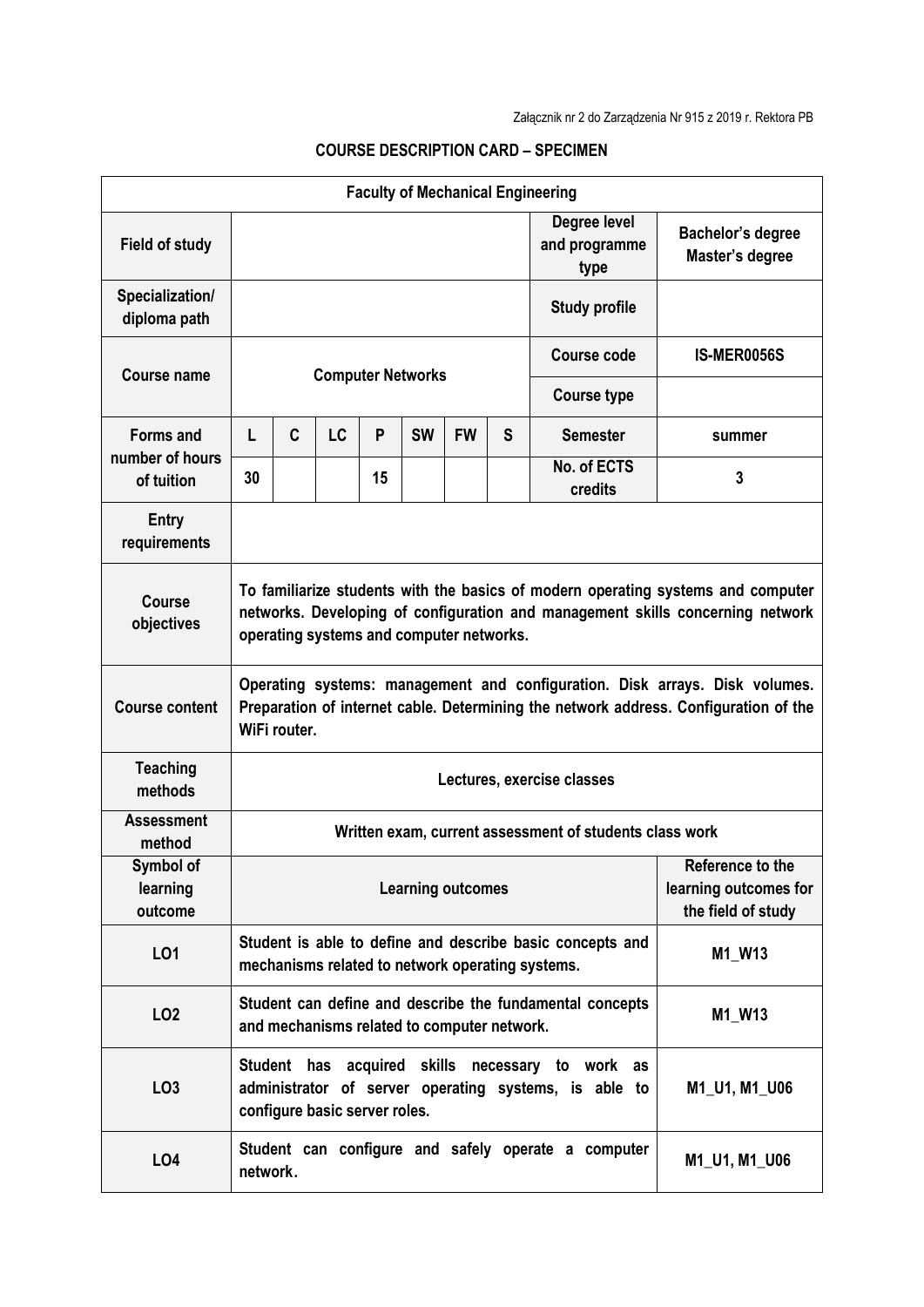Załącznik nr 2 do Zarządzenia Nr 915 z 2019 r. Rektora PB

## COURSE DESCRIPTION CARD – SPECIMEN

| Faculty of Mechanical Engineering | | | | | | | | | |
|---|---|---|---|---|---|---|---|---|---|
| **Field of study** | | | | | | | | **Degree level and programme type** | **Bachelor's degree Master's degree** |
| **Specialization/ diploma path** | | | | | | | | **Study profile** | |
| **Course name** | **Computer Networks** | | | | | | | **Course code** | **IS-MER0056S** |
| | | | | | | | | **Course type** | |
| **Forms and number of hours of tuition** | **L** | **C** | **LC** | **P** | **SW** | **FW** | **S** | **Semester** | **summer** |
| | **30** | | | **15** | | | | **No. of ECTS credits** | **3** |
| **Entry requirements** | | | | | | | | | |
| **Course objectives** | **To familiarize students with the basics of modern operating systems and computer networks. Developing of configuration and management skills concerning network operating systems and computer networks.** | | | | | | | | |
| **Course content** | **Operating systems: management and configuration. Disk arrays. Disk volumes. Preparation of internet cable. Determining the network address. Configuration of the WiFi router.** | | | | | | | | |
| **Teaching methods** | **Lectures, exercise classes** | | | | | | | | |
| **Assessment method** | **Written exam, current assessment of students class work** | | | | | | | | |
| **Symbol of learning outcome** | **Learning outcomes** | | | | | | | | **Reference to the learning outcomes for the field of study** |
| **LO1** | **Student is able to define and describe basic concepts and mechanisms related to network operating systems.** | | | | | | | | **M1_W13** |
| **LO2** | **Student can define and describe the fundamental concepts and mechanisms related to computer network.** | | | | | | | | **M1_W13** |
| **LO3** | **Student has acquired skills necessary to work as administrator of server operating systems, is able to configure basic server roles.** | | | | | | | | **M1_U1, M1_U06** |
| **LO4** | **Student can configure and safely operate a computer network.** | | | | | | | | **M1_U1, M1_U06** |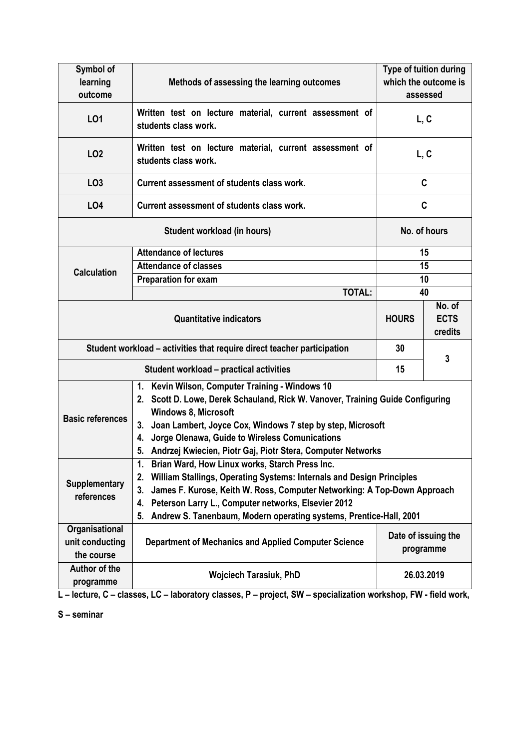| Symbol of learning outcome | Methods of assessing the learning outcomes | Type of tuition during which the outcome is assessed | |
|---|---|---|---|
| LO1 | Written test on lecture material, current assessment of students class work. | L, C | |
| LO2 | Written test on lecture material, current assessment of students class work. | L, C | |
| LO3 | Current assessment of students class work. | C | |
| LO4 | Current assessment of students class work. | C | |
| Student workload (in hours) | | No. of hours | |
| Calculation | Attendance of lectures | 15 | |
| | Attendance of classes | 15 | |
| | Preparation for exam | 10 | |
| | TOTAL: | 40 | |
| Quantitative indicators | | HOURS | No. of ECTS credits |
| Student workload – activities that require direct teacher participation | | 30 | 3 |
| Student workload – practical activities | | 15 | |
| Basic references | 1. Kevin Wilson, Computer Training - Windows 10<br>2. Scott D. Lowe, Derek Schauland, Rick W. Vanover, Training Guide Configuring Windows 8, Microsoft<br>3. Joan Lambert, Joyce Cox, Windows 7 step by step, Microsoft<br>4. Jorge Olenawa, Guide to Wireless Comunications<br>5. Andrzej Kwiecien, Piotr Gaj, Piotr Stera, Computer Networks | | |
| Supplementary references | 1. Brian Ward, How Linux works, Starch Press Inc.<br>2. William Stallings, Operating Systems: Internals and Design Principles<br>3. James F. Kurose, Keith W. Ross, Computer Networking: A Top-Down Approach<br>4. Peterson Larry L., Computer networks, Elsevier 2012<br>5. Andrew S. Tanenbaum, Modern operating systems, Prentice-Hall, 2001 | | |
| Organisational unit conducting the course | Department of Mechanics and Applied Computer Science | Date of issuing the programme | |
| Author of the programme | Wojciech Tarasiuk, PhD | 26.03.2019 | |

L – lecture, C – classes, LC – laboratory classes, P – project, SW – specialization workshop, FW - field work, S – seminar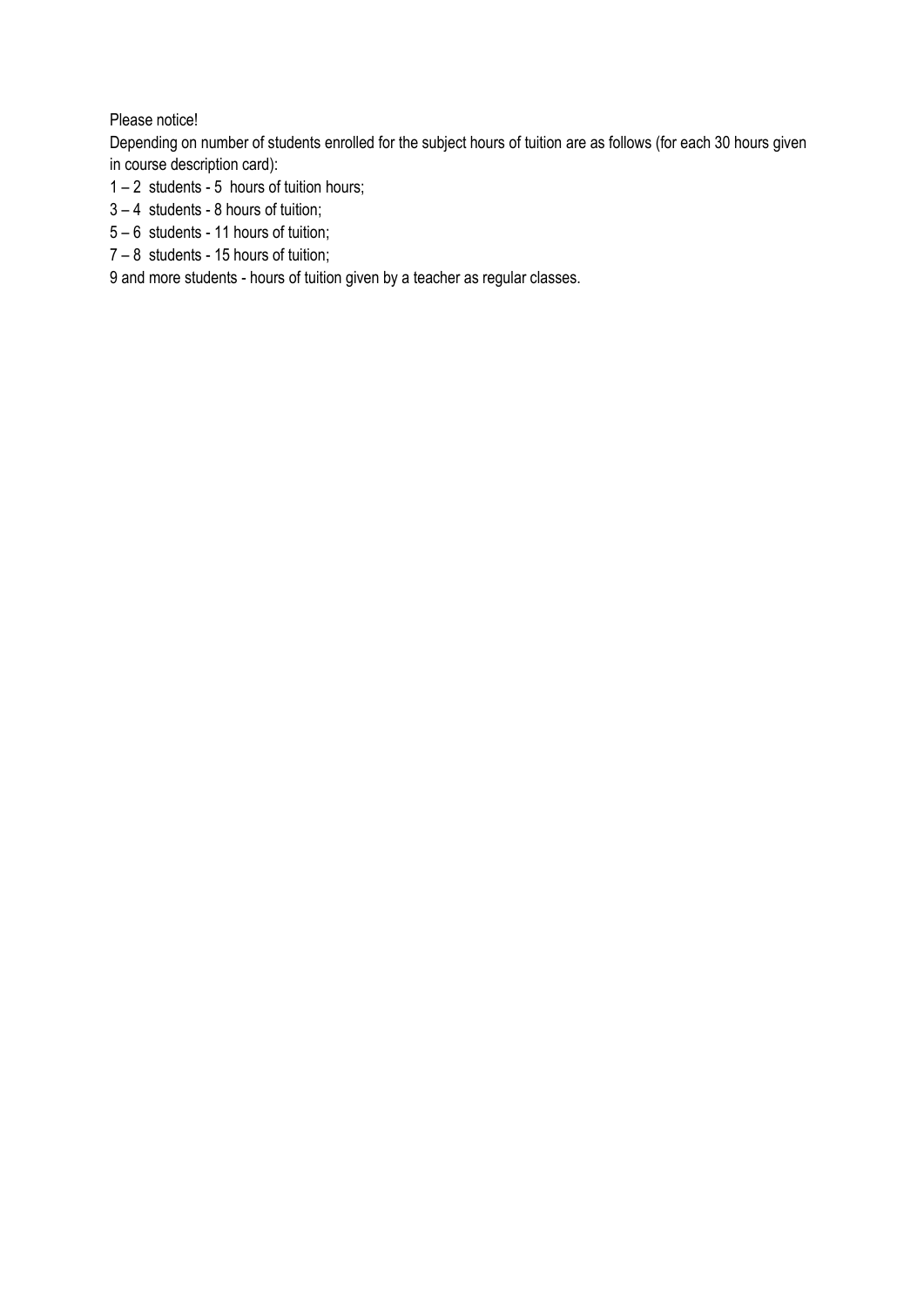Please notice!

Depending on number of students enrolled for the subject hours of tuition are as follows (for each 30 hours given in course description card):

1 – 2 students - 5 hours of tuition hours;

3 – 4 students - 8 hours of tuition;

5 – 6 students - 11 hours of tuition;

7 – 8 students - 15 hours of tuition;

9 and more students - hours of tuition given by a teacher as regular classes.